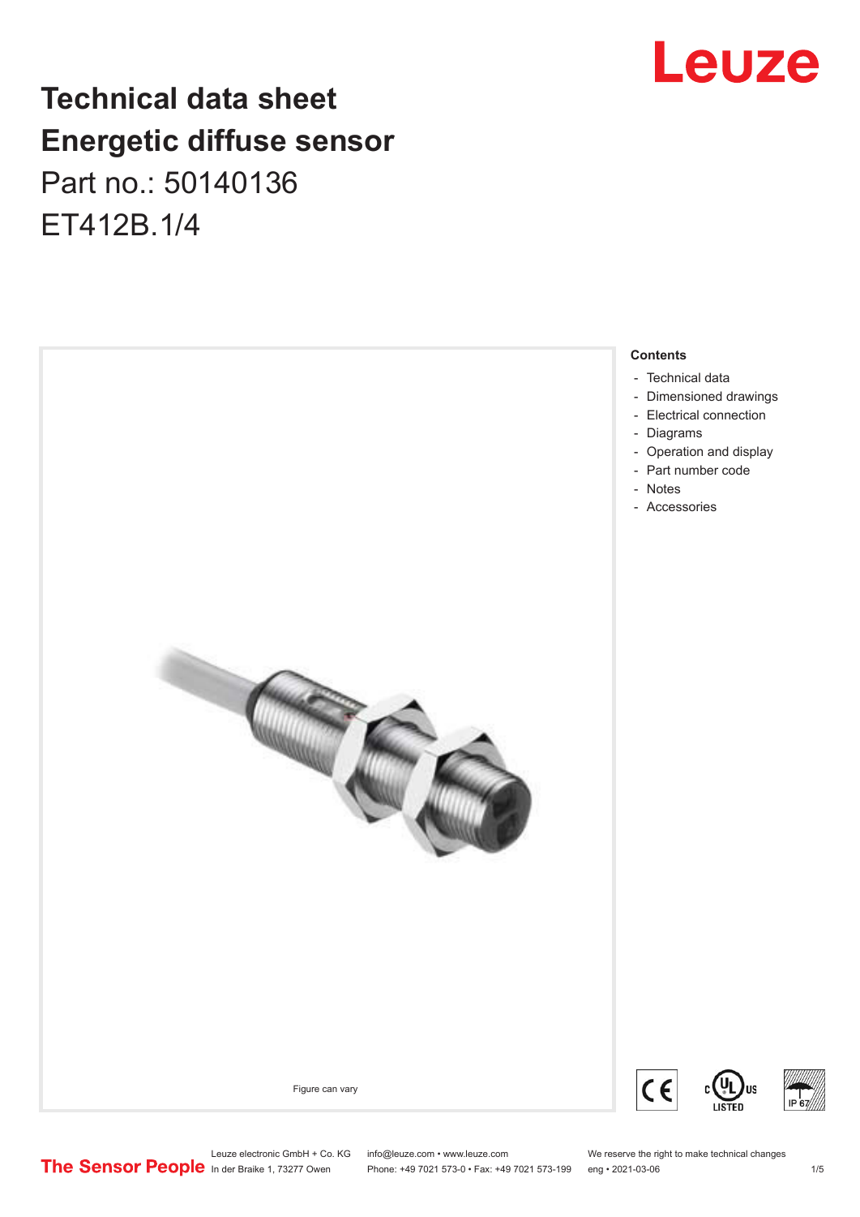# Technical data sheet
# Energetic diffuse sensor

Part no.: 50140136

ET412B.1/4

Figure can vary

**Contents**

- Technical data
- Dimensioned drawings
- Electrical connection
- Diagrams
- Operation and display
- Part number code
- Notes
- Accessories

Leuze electronic GmbH + Co. KG
In der Braike 1, 73277 Owen

info@leuze.com • www.leuze.com
Phone: +49 7021 573-0 • Fax: +49 7021 573-199

We reserve the right to make technical changes
eng • 2021-03-06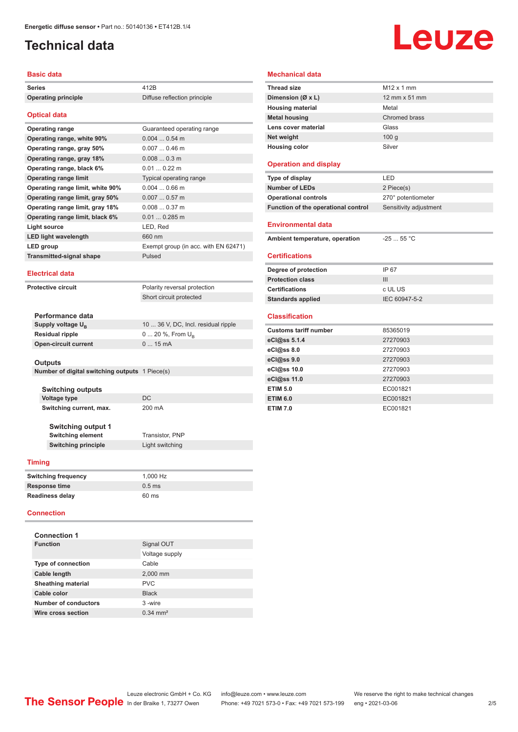# Technical data

## Basic data

| | |
|---|---|
| **Series** | 412B |
| **Operating principle** | Diffuse reflection principle |

## Optical data

| | |
|---|---|
| **Operating range** | Guaranteed operating range |
| **Operating range, white 90%** | 0.004 ... 0.54 m |
| **Operating range, gray 50%** | 0.007 ... 0.46 m |
| **Operating range, gray 18%** | 0.008 ... 0.3 m |
| **Operating range, black 6%** | 0.01 ... 0.22 m |
| **Operating range limit** | Typical operating range |
| **Operating range limit, white 90%** | 0.004 ... 0.66 m |
| **Operating range limit, gray 50%** | 0.007 ... 0.57 m |
| **Operating range limit, gray 18%** | 0.008 ... 0.37 m |
| **Operating range limit, black 6%** | 0.01 ... 0.285 m |
| **Light source** | LED, Red |
| **LED light wavelength** | 660 nm |
| **LED group** | Exempt group (in acc. with EN 62471) |
| **Transmitted-signal shape** | Pulsed |

## Electrical data

| | |
|---|---|
| **Protective circuit** | Polarity reversal protection |
| | Short circuit protected |

### Performance data

| | |
|---|---|
| **Supply voltage $U_B$** | 10 ... 36 V, DC, Incl. residual ripple |
| **Residual ripple** | 0 ... 20 %, From $U_B$ |
| **Open-circuit current** | 0 ... 15 mA |

### Outputs

| | |
|---|---|
| **Number of digital switching outputs** | 1 Piece(s) |

#### Switching outputs

| | |
|---|---|
| **Voltage type** | DC |
| **Switching current, max.** | 200 mA |

##### Switching output 1

| | |
|---|---|
| **Switching element** | Transistor, PNP |
| **Switching principle** | Light switching |

## Timing

| | |
|---|---|
| **Switching frequency** | 1,000 Hz |
| **Response time** | 0.5 ms |
| **Readiness delay** | 60 ms |

## Connection

### Connection 1

| | |
|---|---|
| **Function** | Signal OUT |
| | Voltage supply |
| **Type of connection** | Cable |
| **Cable length** | 2,000 mm |
| **Sheathing material** | PVC |
| **Cable color** | Black |
| **Number of conductors** | 3 -wire |
| **Wire cross section** | 0.34 mm² |

## Mechanical data

| | |
|---|---|
| **Thread size** | M12 x 1 mm |
| **Dimension (Ø x L)** | 12 mm x 51 mm |
| **Housing material** | Metal |
| **Metal housing** | Chromed brass |
| **Lens cover material** | Glass |
| **Net weight** | 100 g |
| **Housing color** | Silver |

## Operation and display

| | |
|---|---|
| **Type of display** | LED |
| **Number of LEDs** | 2 Piece(s) |
| **Operational controls** | 270° potentiometer |
| **Function of the operational control** | Sensitivity adjustment |

## Environmental data

| | |
|---|---|
| **Ambient temperature, operation** | -25 ... 55 °C |

## Certifications

| | |
|---|---|
| **Degree of protection** | IP 67 |
| **Protection class** | III |
| **Certifications** | c UL US |
| **Standards applied** | IEC 60947-5-2 |

## Classification

| | |
|---|---|
| **Customs tariff number** | 85365019 |
| **eCl@ss 5.1.4** | 27270903 |
| **eCl@ss 8.0** | 27270903 |
| **eCl@ss 9.0** | 27270903 |
| **eCl@ss 10.0** | 27270903 |
| **eCl@ss 11.0** | 27270903 |
| **ETIM 5.0** | EC001821 |
| **ETIM 6.0** | EC001821 |
| **ETIM 7.0** | EC001821 |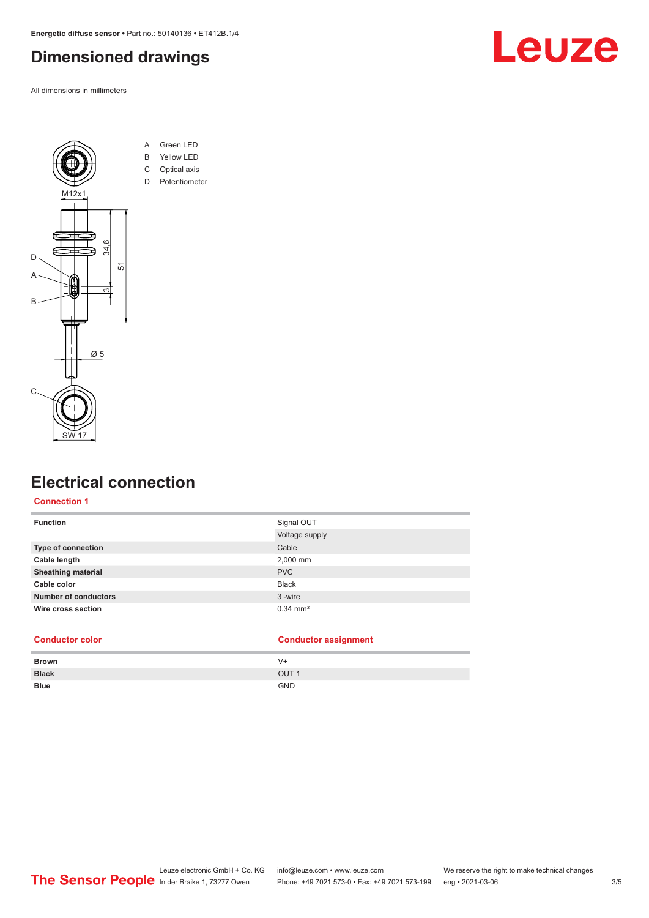# Dimensioned drawings

All dimensions in millimeters

A Green LED
B Yellow LED
C Optical axis
D Potentiometer

# Electrical connection

### Connection 1

| Function | Signal OUT |
|---|---|
| | Voltage supply |
| **Type of connection** | Cable |
| **Cable length** | 2,000 mm |
| **Sheathing material** | PVC |
| **Cable color** | Black |
| **Number of conductors** | 3 -wire |
| **Wire cross section** | 0.34 mm² |

| Conductor color | Conductor assignment |
|---|---|
| **Brown** | V+ |
| **Black** | OUT 1 |
| **Blue** | GND |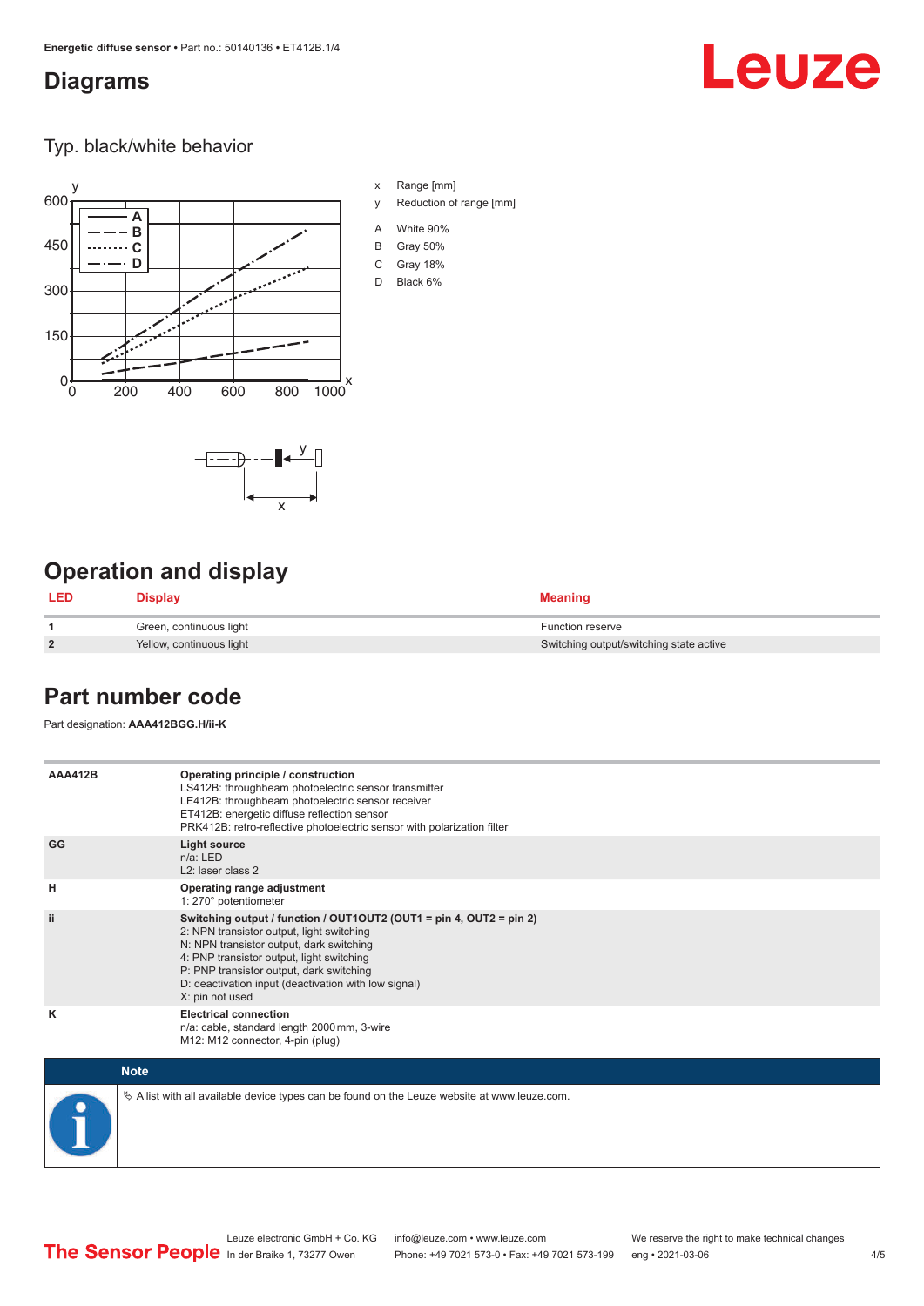## Diagrams

### Typ. black/white behavior

x Range [mm]

y Reduction of range [mm]

A White 90%

B Gray 50%

C Gray 18%

D Black 6%

## Operation and display

| LED | Display | Meaning |
|---|---|---|
| 1 | Green, continuous light | Function reserve |
| 2 | Yellow, continuous light | Switching output/switching state active |

## Part number code

Part designation: **AAA412BGG.H/ii-K**

| | |
|---|---|
| **AAA412B** | **Operating principle / construction**<br>LS412B: throughbeam photoelectric sensor transmitter<br>LE412B: throughbeam photoelectric sensor receiver<br>ET412B: energetic diffuse reflection sensor<br>PRK412B: retro-reflective photoelectric sensor with polarization filter |
| **GG** | **Light source**<br>n/a: LED<br>L2: laser class 2 |
| **H** | **Operating range adjustment**<br>1: 270° potentiometer |
| **ii** | **Switching output / function / OUT1OUT2 (OUT1 = pin 4, OUT2 = pin 2)**<br>2: NPN transistor output, light switching<br>N: NPN transistor output, dark switching<br>4: PNP transistor output, light switching<br>P: PNP transistor output, dark switching<br>D: deactivation input (deactivation with low signal)<br>X: pin not used |
| **K** | **Electrical connection**<br>n/a: cable, standard length 2000 mm, 3-wire<br>M12: M12 connector, 4-pin (plug) |

**Note**

↳ A list with all available device types can be found on the Leuze website at www.leuze.com.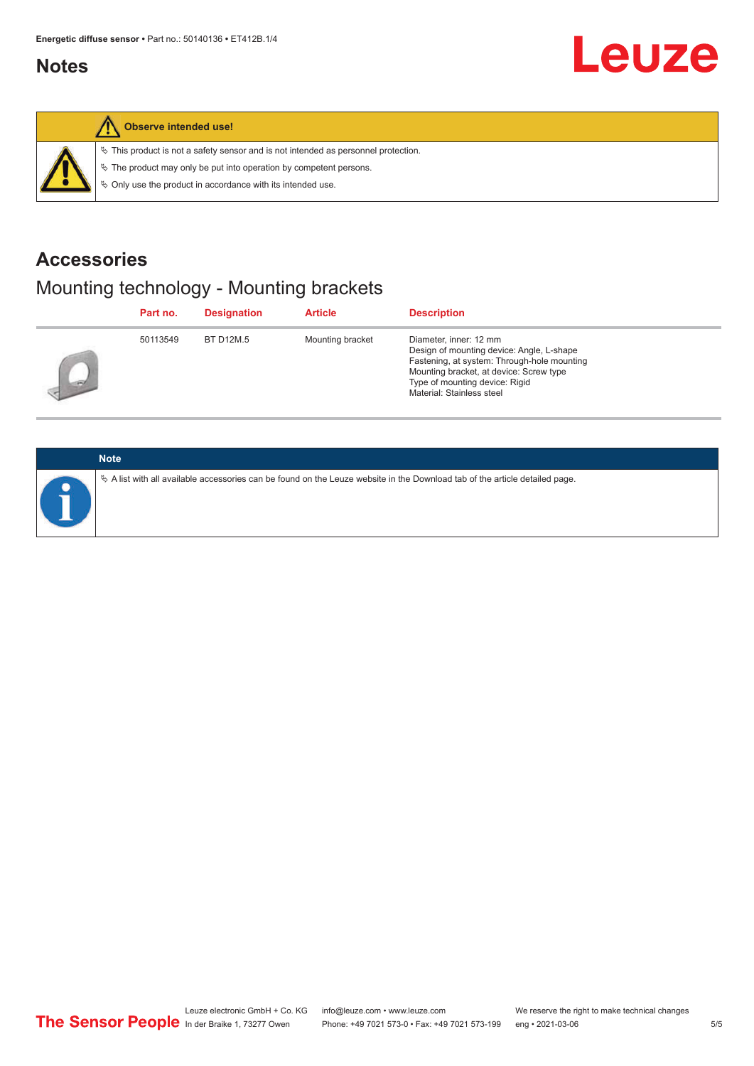## Notes

**Observe intended use!**

- ✎ This product is not a safety sensor and is not intended as personnel protection.
- ✎ The product may only be put into operation by competent persons.
- ✎ Only use the product in accordance with its intended use.

## Accessories

### Mounting technology - Mounting brackets

| | Part no. | Designation | Article | Description |
|---|---|---|---|---|
| | 50113549 | BT D12M.5 | Mounting bracket | Diameter, inner: 12 mm<br>Design of mounting device: Angle, L-shape<br>Fastening, at system: Through-hole mounting<br>Mounting bracket, at device: Screw type<br>Type of mounting device: Rigid<br>Material: Stainless steel |

**Note**

- ✎ A list with all available accessories can be found on the Leuze website in the Download tab of the article detailed page.